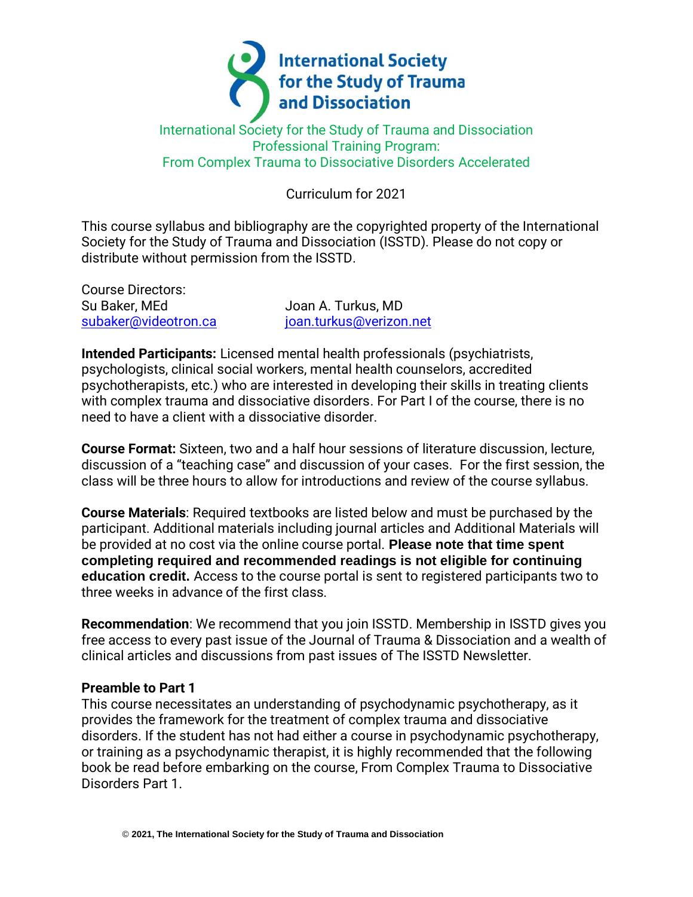# International Society for the Study of Trauma and Dissociation

International Society for the Study of Trauma and Dissociation
Professional Training Program:
From Complex Trauma to Dissociative Disorders Accelerated

Curriculum for 2021

This course syllabus and bibliography are the copyrighted property of the International Society for the Study of Trauma and Dissociation (ISSTD). Please do not copy or distribute without permission from the ISSTD.

Course Directors:

| Su Baker, MEd | Joan A. Turkus, MD |
| --- | --- |
| subaker@videotron.ca | joan.turkus@verizon.net |

**Intended Participants:** Licensed mental health professionals (psychiatrists, psychologists, clinical social workers, mental health counselors, accredited psychotherapists, etc.) who are interested in developing their skills in treating clients with complex trauma and dissociative disorders. For Part I of the course, there is no need to have a client with a dissociative disorder.

**Course Format:** Sixteen, two and a half hour sessions of literature discussion, lecture, discussion of a "teaching case" and discussion of your cases. For the first session, the class will be three hours to allow for introductions and review of the course syllabus.

**Course Materials**: Required textbooks are listed below and must be purchased by the participant. Additional materials including journal articles and Additional Materials will be provided at no cost via the online course portal. **Please note that time spent completing required and recommended readings is not eligible for continuing education credit.** Access to the course portal is sent to registered participants two to three weeks in advance of the first class.

**Recommendation**: We recommend that you join ISSTD. Membership in ISSTD gives you free access to every past issue of the Journal of Trauma & Dissociation and a wealth of clinical articles and discussions from past issues of The ISSTD Newsletter.

**Preamble to Part 1**

This course necessitates an understanding of psychodynamic psychotherapy, as it provides the framework for the treatment of complex trauma and dissociative disorders. If the student has not had either a course in psychodynamic psychotherapy, or training as a psychodynamic therapist, it is highly recommended that the following book be read before embarking on the course, From Complex Trauma to Dissociative Disorders Part 1.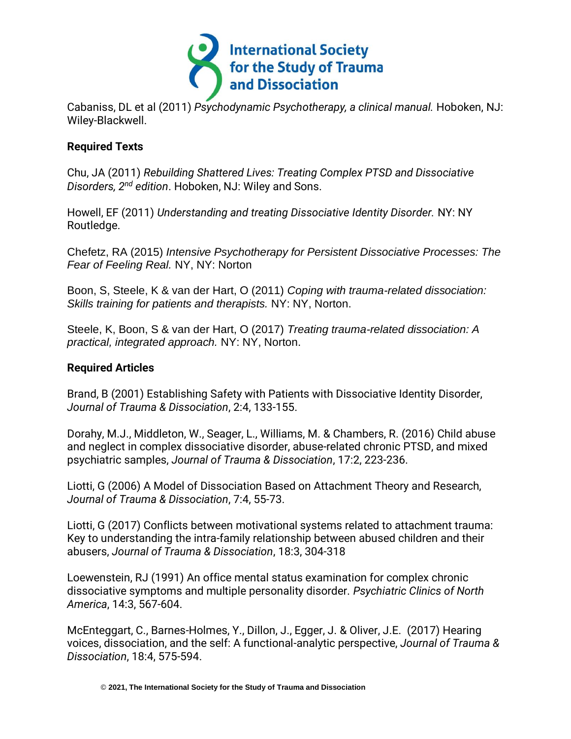Cabaniss, DL et al (2011) *Psychodynamic Psychotherapy, a clinical manual.* Hoboken, NJ: Wiley-Blackwell.

**Required Texts**

Chu, JA (2011) *Rebuilding Shattered Lives: Treating Complex PTSD and Dissociative Disorders, 2nd edition*. Hoboken, NJ: Wiley and Sons.

Howell, EF (2011) *Understanding and treating Dissociative Identity Disorder.* NY: NY Routledge.

Chefetz, RA (2015) *Intensive Psychotherapy for Persistent Dissociative Processes: The Fear of Feeling Real.* NY, NY: Norton

Boon, S, Steele, K & van der Hart, O (2011) *Coping with trauma-related dissociation: Skills training for patients and therapists.* NY: NY, Norton.

Steele, K, Boon, S & van der Hart, O (2017) *Treating trauma-related dissociation: A practical, integrated approach.* NY: NY, Norton.

**Required Articles**

Brand, B (2001) Establishing Safety with Patients with Dissociative Identity Disorder, *Journal of Trauma & Dissociation*, 2:4, 133-155.

Dorahy, M.J., Middleton, W., Seager, L., Williams, M. & Chambers, R. (2016) Child abuse and neglect in complex dissociative disorder, abuse-related chronic PTSD, and mixed psychiatric samples, *Journal of Trauma & Dissociation*, 17:2, 223-236.

Liotti, G (2006) A Model of Dissociation Based on Attachment Theory and Research, *Journal of Trauma & Dissociation*, 7:4, 55-73.

Liotti, G (2017) Conflicts between motivational systems related to attachment trauma: Key to understanding the intra-family relationship between abused children and their abusers, *Journal of Trauma & Dissociation*, 18:3, 304-318

Loewenstein, RJ (1991) An office mental status examination for complex chronic dissociative symptoms and multiple personality disorder. *Psychiatric Clinics of North America*, 14:3, 567-604.

McEnteggart, C., Barnes-Holmes, Y., Dillon, J., Egger, J. & Oliver, J.E. (2017) Hearing voices, dissociation, and the self: A functional-analytic perspective, *Journal of Trauma & Dissociation*, 18:4, 575-594.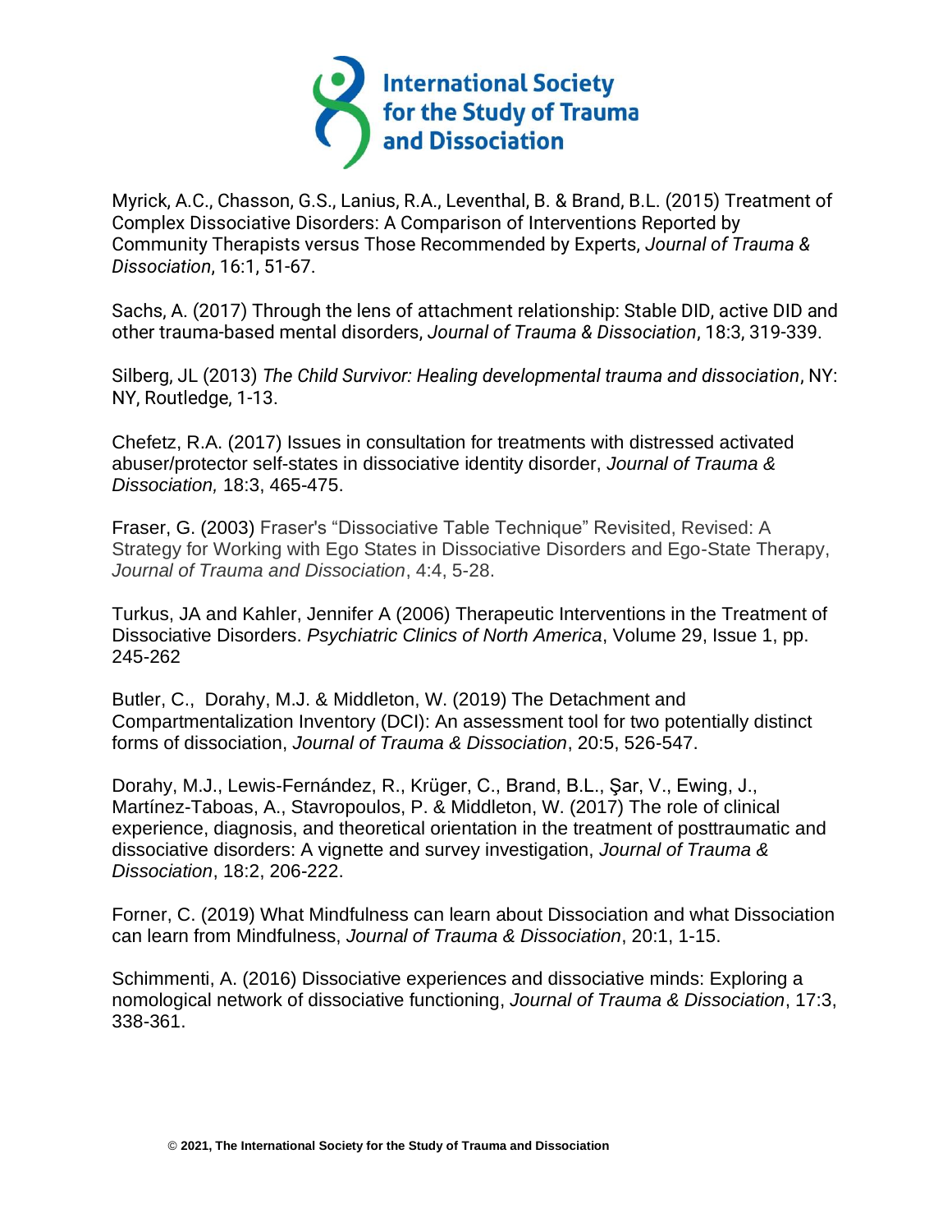Myrick, A.C., Chasson, G.S., Lanius, R.A., Leventhal, B. & Brand, B.L. (2015) Treatment of Complex Dissociative Disorders: A Comparison of Interventions Reported by Community Therapists versus Those Recommended by Experts, *Journal of Trauma & Dissociation*, 16:1, 51-67.

Sachs, A. (2017) Through the lens of attachment relationship: Stable DID, active DID and other trauma-based mental disorders, *Journal of Trauma & Dissociation*, 18:3, 319-339.

Silberg, JL (2013) *The Child Survivor: Healing developmental trauma and dissociation*, NY: NY, Routledge, 1-13.

Chefetz, R.A. (2017) Issues in consultation for treatments with distressed activated abuser/protector self-states in dissociative identity disorder, *Journal of Trauma & Dissociation,* 18:3, 465-475.

Fraser, G. (2003) Fraser's "Dissociative Table Technique" Revisited, Revised: A Strategy for Working with Ego States in Dissociative Disorders and Ego-State Therapy, *Journal of Trauma and Dissociation*, 4:4, 5-28.

Turkus, JA and Kahler, Jennifer A (2006) Therapeutic Interventions in the Treatment of Dissociative Disorders. *Psychiatric Clinics of North America*, Volume 29, Issue 1, pp. 245-262

Butler, C., Dorahy, M.J. & Middleton, W. (2019) The Detachment and Compartmentalization Inventory (DCI): An assessment tool for two potentially distinct forms of dissociation, *Journal of Trauma & Dissociation*, 20:5, 526-547.

Dorahy, M.J., Lewis-Fernández, R., Krüger, C., Brand, B.L., Şar, V., Ewing, J., Martínez-Taboas, A., Stavropoulos, P. & Middleton, W. (2017) The role of clinical experience, diagnosis, and theoretical orientation in the treatment of posttraumatic and dissociative disorders: A vignette and survey investigation, *Journal of Trauma & Dissociation*, 18:2, 206-222.

Forner, C. (2019) What Mindfulness can learn about Dissociation and what Dissociation can learn from Mindfulness, *Journal of Trauma & Dissociation*, 20:1, 1-15.

Schimmenti, A. (2016) Dissociative experiences and dissociative minds: Exploring a nomological network of dissociative functioning, *Journal of Trauma & Dissociation*, 17:3, 338-361.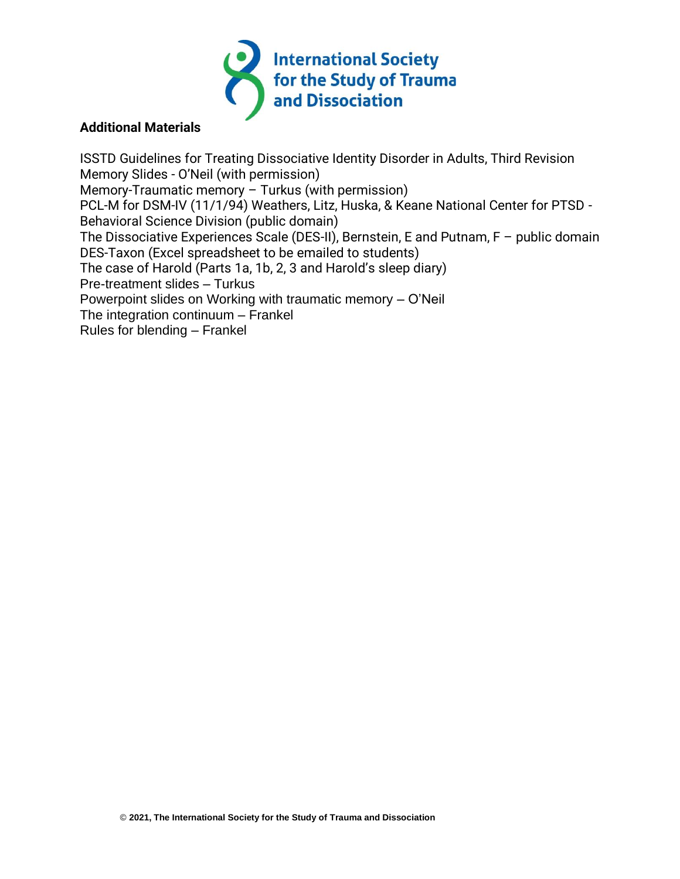International Society for the Study of Trauma and Dissociation

**Additional Materials**

ISSTD Guidelines for Treating Dissociative Identity Disorder in Adults, Third Revision
Memory Slides - O'Neil (with permission)
Memory-Traumatic memory – Turkus (with permission)
PCL-M for DSM-IV (11/1/94) Weathers, Litz, Huska, & Keane National Center for PTSD - Behavioral Science Division (public domain)
The Dissociative Experiences Scale (DES-II), Bernstein, E and Putnam, F – public domain
DES-Taxon (Excel spreadsheet to be emailed to students)
The case of Harold (Parts 1a, 1b, 2, 3 and Harold's sleep diary)
Pre-treatment slides – Turkus
Powerpoint slides on Working with traumatic memory – O'Neil
The integration continuum – Frankel
Rules for blending – Frankel

© 2021, The International Society for the Study of Trauma and Dissociation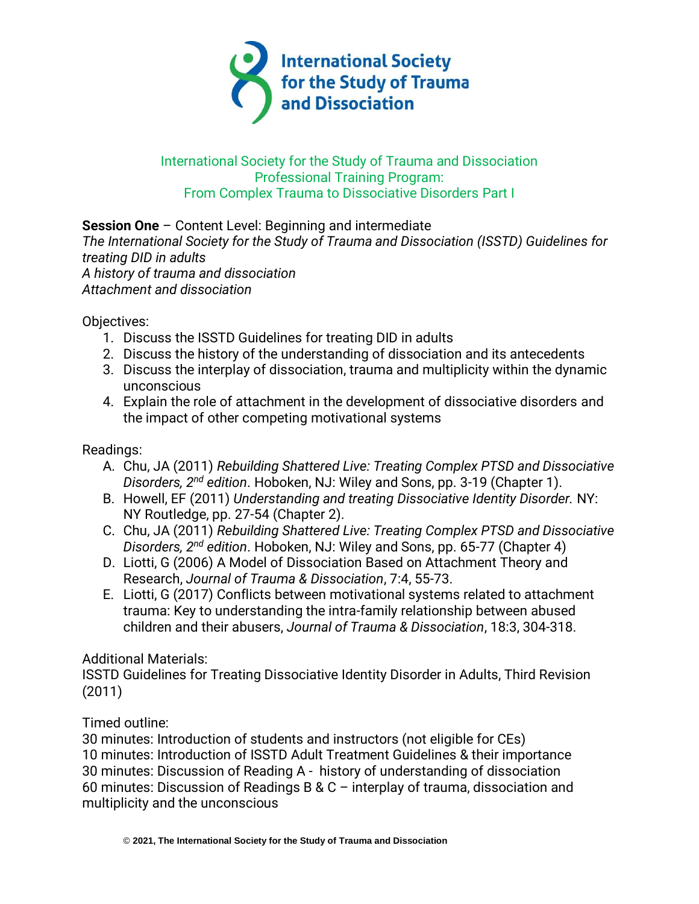International Society for the Study of Trauma and Dissociation

International Society for the Study of Trauma and Dissociation
Professional Training Program:
From Complex Trauma to Dissociative Disorders Part I

**Session One** – Content Level: Beginning and intermediate
*The International Society for the Study of Trauma and Dissociation (ISSTD) Guidelines for treating DID in adults*
*A history of trauma and dissociation*
*Attachment and dissociation*

Objectives:

1. Discuss the ISSTD Guidelines for treating DID in adults
2. Discuss the history of the understanding of dissociation and its antecedents
3. Discuss the interplay of dissociation, trauma and multiplicity within the dynamic unconscious
4. Explain the role of attachment in the development of dissociative disorders and the impact of other competing motivational systems

Readings:

A. Chu, JA (2011) *Rebuilding Shattered Live: Treating Complex PTSD and Dissociative Disorders, 2nd edition*. Hoboken, NJ: Wiley and Sons, pp. 3-19 (Chapter 1).
B. Howell, EF (2011) *Understanding and treating Dissociative Identity Disorder.* NY: NY Routledge, pp. 27-54 (Chapter 2).
C. Chu, JA (2011) *Rebuilding Shattered Live: Treating Complex PTSD and Dissociative Disorders, 2nd edition*. Hoboken, NJ: Wiley and Sons, pp. 65-77 (Chapter 4)
D. Liotti, G (2006) A Model of Dissociation Based on Attachment Theory and Research, *Journal of Trauma & Dissociation*, 7:4, 55-73.
E. Liotti, G (2017) Conflicts between motivational systems related to attachment trauma: Key to understanding the intra-family relationship between abused children and their abusers, *Journal of Trauma & Dissociation*, 18:3, 304-318.

Additional Materials:
ISSTD Guidelines for Treating Dissociative Identity Disorder in Adults, Third Revision (2011)

Timed outline:
30 minutes: Introduction of students and instructors (not eligible for CEs)
10 minutes: Introduction of ISSTD Adult Treatment Guidelines & their importance
30 minutes: Discussion of Reading A - history of understanding of dissociation
60 minutes: Discussion of Readings B & C – interplay of trauma, dissociation and multiplicity and the unconscious

© 2021, The International Society for the Study of Trauma and Dissociation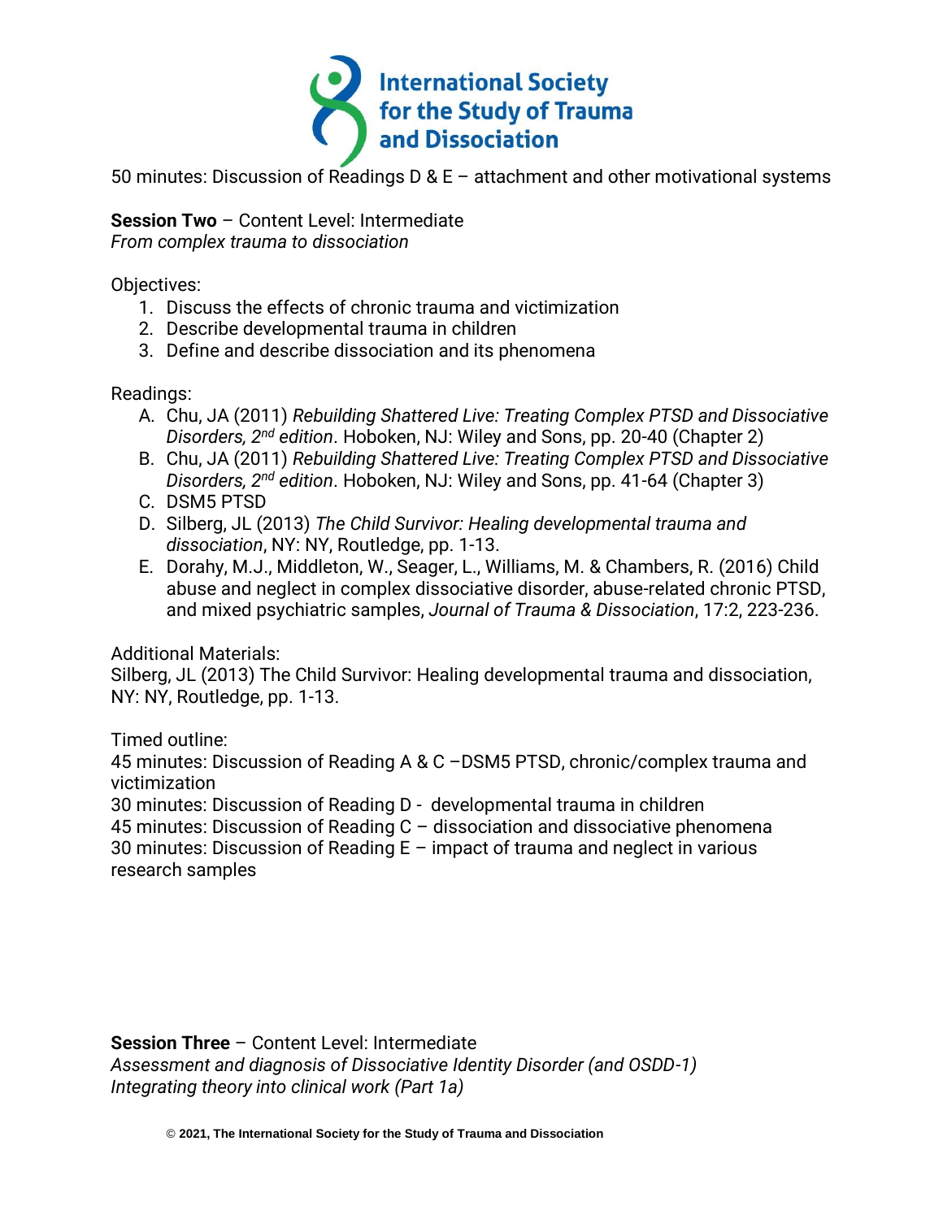50 minutes: Discussion of Readings D & E – attachment and other motivational systems

**Session Two** – Content Level: Intermediate
*From complex trauma to dissociation*

Objectives:

1. Discuss the effects of chronic trauma and victimization
2. Describe developmental trauma in children
3. Define and describe dissociation and its phenomena

Readings:

A. Chu, JA (2011) *Rebuilding Shattered Live: Treating Complex PTSD and Dissociative Disorders, 2nd edition*. Hoboken, NJ: Wiley and Sons, pp. 20-40 (Chapter 2)
B. Chu, JA (2011) *Rebuilding Shattered Live: Treating Complex PTSD and Dissociative Disorders, 2nd edition*. Hoboken, NJ: Wiley and Sons, pp. 41-64 (Chapter 3)
C. DSM5 PTSD
D. Silberg, JL (2013) *The Child Survivor: Healing developmental trauma and dissociation*, NY: NY, Routledge, pp. 1-13.
E. Dorahy, M.J., Middleton, W., Seager, L., Williams, M. & Chambers, R. (2016) Child abuse and neglect in complex dissociative disorder, abuse-related chronic PTSD, and mixed psychiatric samples, *Journal of Trauma & Dissociation*, 17:2, 223-236.

Additional Materials:
Silberg, JL (2013) The Child Survivor: Healing developmental trauma and dissociation, NY: NY, Routledge, pp. 1-13.

Timed outline:
45 minutes: Discussion of Reading A & C –DSM5 PTSD, chronic/complex trauma and victimization
30 minutes: Discussion of Reading D - developmental trauma in children
45 minutes: Discussion of Reading C – dissociation and dissociative phenomena
30 minutes: Discussion of Reading E – impact of trauma and neglect in various research samples

**Session Three** – Content Level: Intermediate
*Assessment and diagnosis of Dissociative Identity Disorder (and OSDD-1)*
*Integrating theory into clinical work (Part 1a)*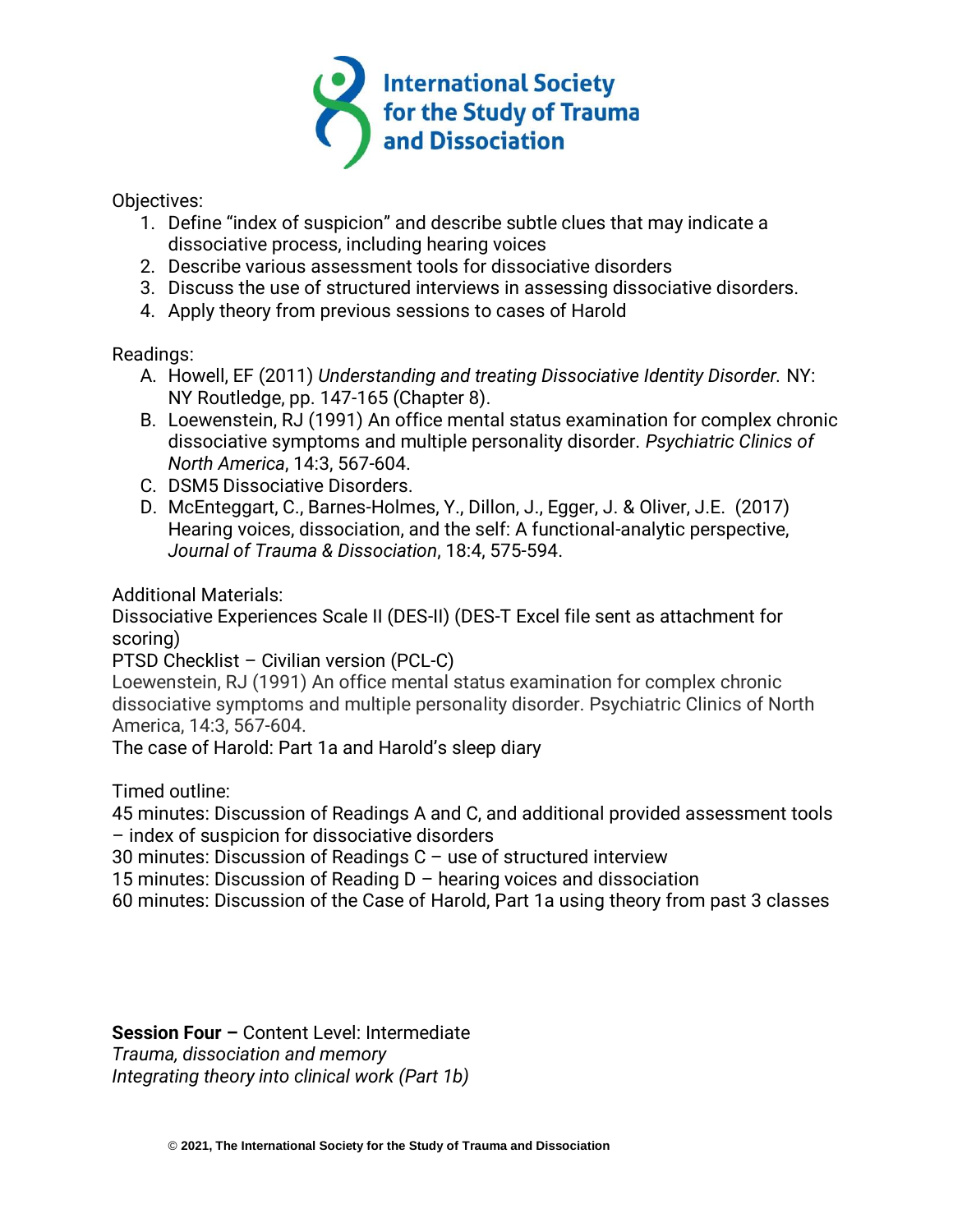Objectives:

1. Define "index of suspicion" and describe subtle clues that may indicate a dissociative process, including hearing voices
2. Describe various assessment tools for dissociative disorders
3. Discuss the use of structured interviews in assessing dissociative disorders.
4. Apply theory from previous sessions to cases of Harold

Readings:

A. Howell, EF (2011) *Understanding and treating Dissociative Identity Disorder.* NY: NY Routledge, pp. 147-165 (Chapter 8).
B. Loewenstein, RJ (1991) An office mental status examination for complex chronic dissociative symptoms and multiple personality disorder. *Psychiatric Clinics of North America*, 14:3, 567-604.
C. DSM5 Dissociative Disorders.
D. McEnteggart, C., Barnes-Holmes, Y., Dillon, J., Egger, J. & Oliver, J.E. (2017) Hearing voices, dissociation, and the self: A functional-analytic perspective, *Journal of Trauma & Dissociation*, 18:4, 575-594.

Additional Materials:
Dissociative Experiences Scale II (DES-II) (DES-T Excel file sent as attachment for scoring)
PTSD Checklist – Civilian version (PCL-C)
Loewenstein, RJ (1991) An office mental status examination for complex chronic dissociative symptoms and multiple personality disorder. Psychiatric Clinics of North America, 14:3, 567-604.
The case of Harold: Part 1a and Harold's sleep diary

Timed outline:
45 minutes: Discussion of Readings A and C, and additional provided assessment tools – index of suspicion for dissociative disorders
30 minutes: Discussion of Readings C – use of structured interview
15 minutes: Discussion of Reading D – hearing voices and dissociation
60 minutes: Discussion of the Case of Harold, Part 1a using theory from past 3 classes

**Session Four –** Content Level: Intermediate
*Trauma, dissociation and memory*
*Integrating theory into clinical work (Part 1b)*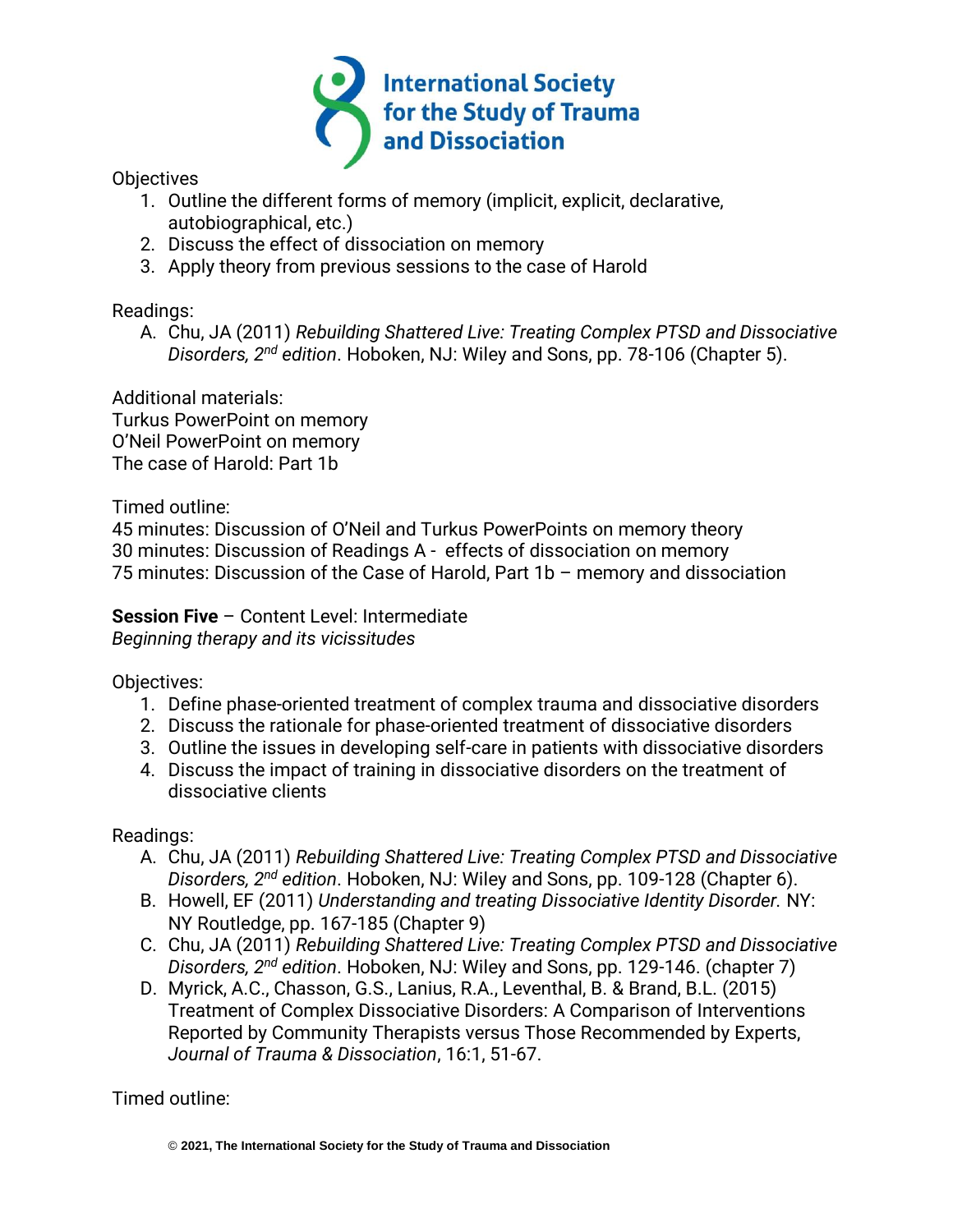Objectives

1. Outline the different forms of memory (implicit, explicit, declarative, autobiographical, etc.)
2. Discuss the effect of dissociation on memory
3. Apply theory from previous sessions to the case of Harold

Readings:

A. Chu, JA (2011) *Rebuilding Shattered Live: Treating Complex PTSD and Dissociative Disorders, 2nd edition*. Hoboken, NJ: Wiley and Sons, pp. 78-106 (Chapter 5).

Additional materials:
Turkus PowerPoint on memory
O'Neil PowerPoint on memory
The case of Harold: Part 1b

Timed outline:
45 minutes: Discussion of O'Neil and Turkus PowerPoints on memory theory
30 minutes: Discussion of Readings A - effects of dissociation on memory
75 minutes: Discussion of the Case of Harold, Part 1b – memory and dissociation

**Session Five** – Content Level: Intermediate
*Beginning therapy and its vicissitudes*

Objectives:

1. Define phase-oriented treatment of complex trauma and dissociative disorders
2. Discuss the rationale for phase-oriented treatment of dissociative disorders
3. Outline the issues in developing self-care in patients with dissociative disorders
4. Discuss the impact of training in dissociative disorders on the treatment of dissociative clients

Readings:

A. Chu, JA (2011) *Rebuilding Shattered Live: Treating Complex PTSD and Dissociative Disorders, 2nd edition*. Hoboken, NJ: Wiley and Sons, pp. 109-128 (Chapter 6).
B. Howell, EF (2011) *Understanding and treating Dissociative Identity Disorder.* NY: NY Routledge, pp. 167-185 (Chapter 9)
C. Chu, JA (2011) *Rebuilding Shattered Live: Treating Complex PTSD and Dissociative Disorders, 2nd edition*. Hoboken, NJ: Wiley and Sons, pp. 129-146. (chapter 7)
D. Myrick, A.C., Chasson, G.S., Lanius, R.A., Leventhal, B. & Brand, B.L. (2015) Treatment of Complex Dissociative Disorders: A Comparison of Interventions Reported by Community Therapists versus Those Recommended by Experts, *Journal of Trauma & Dissociation*, 16:1, 51-67.

Timed outline: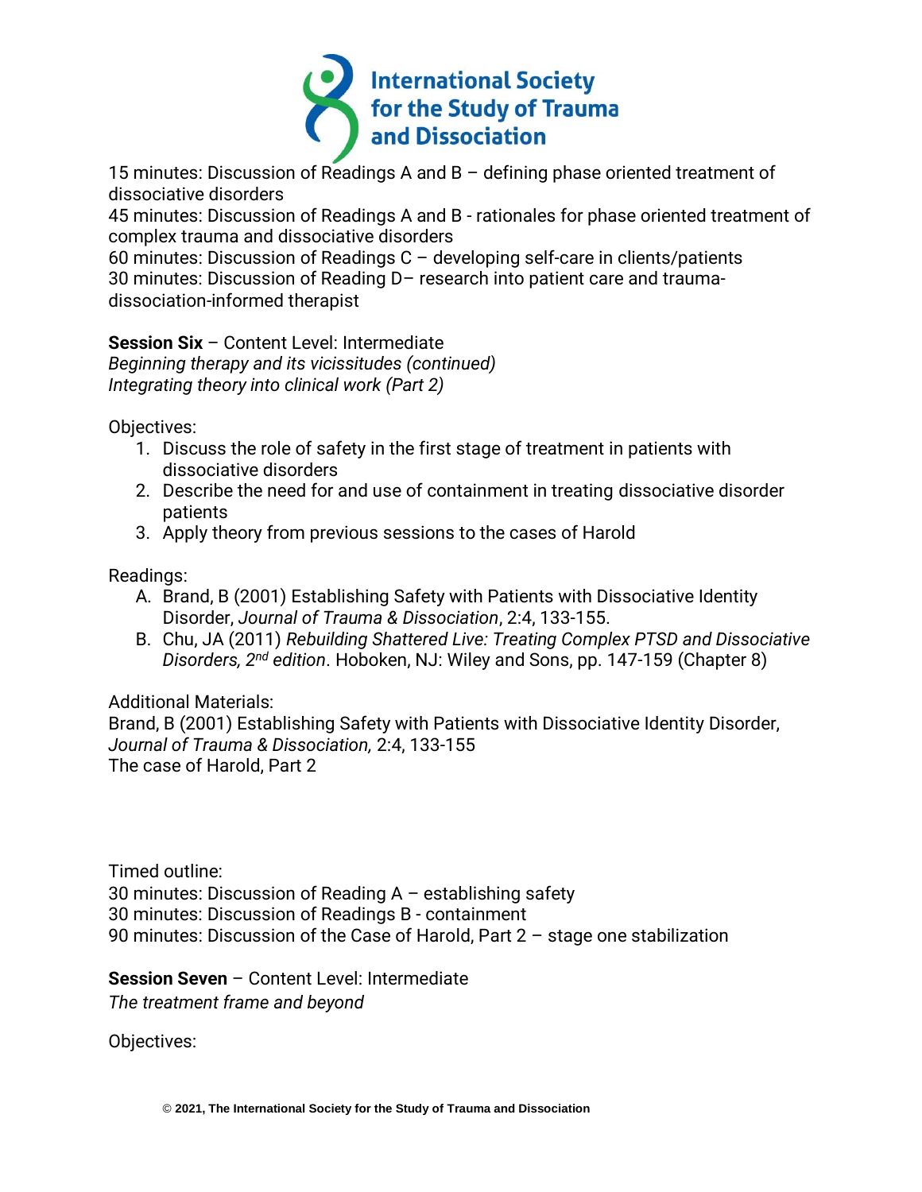15 minutes: Discussion of Readings A and B – defining phase oriented treatment of dissociative disorders
45 minutes: Discussion of Readings A and B - rationales for phase oriented treatment of complex trauma and dissociative disorders
60 minutes: Discussion of Readings C – developing self-care in clients/patients
30 minutes: Discussion of Reading D– research into patient care and trauma-dissociation-informed therapist

**Session Six** – Content Level: Intermediate
*Beginning therapy and its vicissitudes (continued)*
*Integrating theory into clinical work (Part 2)*

Objectives:

1. Discuss the role of safety in the first stage of treatment in patients with dissociative disorders
2. Describe the need for and use of containment in treating dissociative disorder patients
3. Apply theory from previous sessions to the cases of Harold

Readings:

A. Brand, B (2001) Establishing Safety with Patients with Dissociative Identity Disorder, *Journal of Trauma & Dissociation*, 2:4, 133-155.
B. Chu, JA (2011) *Rebuilding Shattered Live: Treating Complex PTSD and Dissociative Disorders, 2nd edition*. Hoboken, NJ: Wiley and Sons, pp. 147-159 (Chapter 8)

Additional Materials:
Brand, B (2001) Establishing Safety with Patients with Dissociative Identity Disorder, *Journal of Trauma & Dissociation,* 2:4, 133-155
The case of Harold, Part 2

Timed outline:
30 minutes: Discussion of Reading A – establishing safety
30 minutes: Discussion of Readings B - containment
90 minutes: Discussion of the Case of Harold, Part 2 – stage one stabilization

**Session Seven** – Content Level: Intermediate
*The treatment frame and beyond*

Objectives: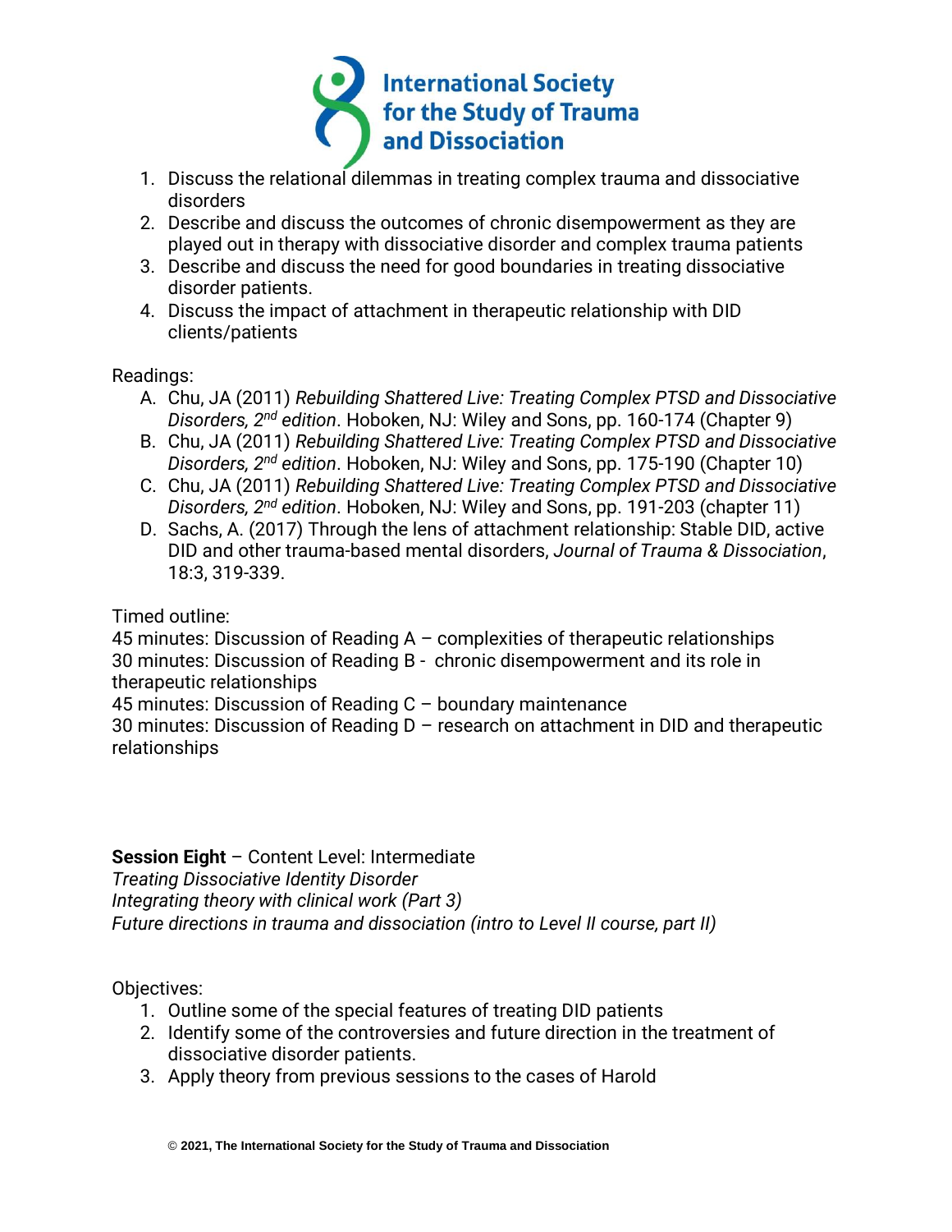1. Discuss the relational dilemmas in treating complex trauma and dissociative disorders
2. Describe and discuss the outcomes of chronic disempowerment as they are played out in therapy with dissociative disorder and complex trauma patients
3. Describe and discuss the need for good boundaries in treating dissociative disorder patients.
4. Discuss the impact of attachment in therapeutic relationship with DID clients/patients

Readings:

A. Chu, JA (2011) *Rebuilding Shattered Live: Treating Complex PTSD and Dissociative Disorders, 2nd edition*. Hoboken, NJ: Wiley and Sons, pp. 160-174 (Chapter 9)
B. Chu, JA (2011) *Rebuilding Shattered Live: Treating Complex PTSD and Dissociative Disorders, 2nd edition*. Hoboken, NJ: Wiley and Sons, pp. 175-190 (Chapter 10)
C. Chu, JA (2011) *Rebuilding Shattered Live: Treating Complex PTSD and Dissociative Disorders, 2nd edition*. Hoboken, NJ: Wiley and Sons, pp. 191-203 (chapter 11)
D. Sachs, A. (2017) Through the lens of attachment relationship: Stable DID, active DID and other trauma-based mental disorders, *Journal of Trauma & Dissociation*, 18:3, 319-339.

Timed outline:
45 minutes: Discussion of Reading A – complexities of therapeutic relationships
30 minutes: Discussion of Reading B - chronic disempowerment and its role in therapeutic relationships
45 minutes: Discussion of Reading C – boundary maintenance
30 minutes: Discussion of Reading D – research on attachment in DID and therapeutic relationships

**Session Eight** – Content Level: Intermediate
*Treating Dissociative Identity Disorder*
*Integrating theory with clinical work (Part 3)*
*Future directions in trauma and dissociation (intro to Level II course, part II)*

Objectives:

1. Outline some of the special features of treating DID patients
2. Identify some of the controversies and future direction in the treatment of dissociative disorder patients.
3. Apply theory from previous sessions to the cases of Harold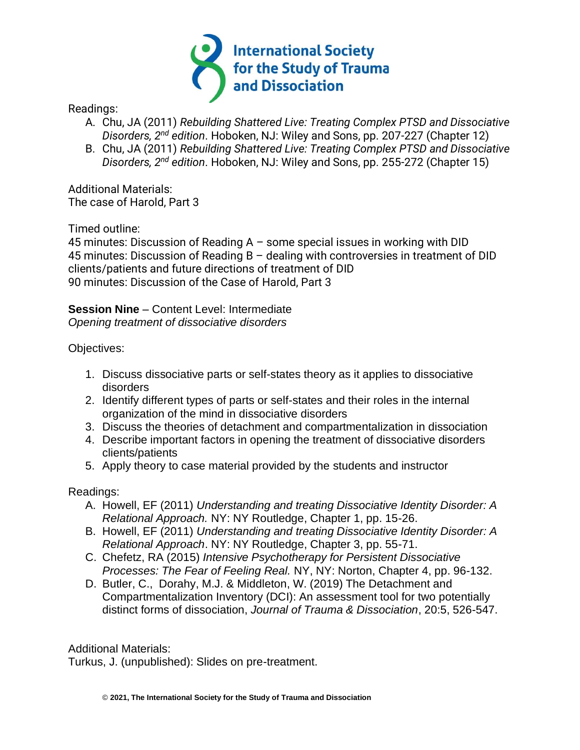Readings:

A. Chu, JA (2011) *Rebuilding Shattered Live: Treating Complex PTSD and Dissociative Disorders, 2nd edition*. Hoboken, NJ: Wiley and Sons, pp. 207-227 (Chapter 12)
B. Chu, JA (2011) *Rebuilding Shattered Live: Treating Complex PTSD and Dissociative Disorders, 2nd edition*. Hoboken, NJ: Wiley and Sons, pp. 255-272 (Chapter 15)

Additional Materials:
The case of Harold, Part 3

Timed outline:
45 minutes: Discussion of Reading A – some special issues in working with DID
45 minutes: Discussion of Reading B – dealing with controversies in treatment of DID clients/patients and future directions of treatment of DID
90 minutes: Discussion of the Case of Harold, Part 3

**Session Nine** – Content Level: Intermediate
*Opening treatment of dissociative disorders*

Objectives:

1. Discuss dissociative parts or self-states theory as it applies to dissociative disorders
2. Identify different types of parts or self-states and their roles in the internal organization of the mind in dissociative disorders
3. Discuss the theories of detachment and compartmentalization in dissociation
4. Describe important factors in opening the treatment of dissociative disorders clients/patients
5. Apply theory to case material provided by the students and instructor

Readings:

A. Howell, EF (2011) *Understanding and treating Dissociative Identity Disorder: A Relational Approach.* NY: NY Routledge, Chapter 1, pp. 15-26.
B. Howell, EF (2011) *Understanding and treating Dissociative Identity Disorder: A Relational Approach*. NY: NY Routledge, Chapter 3, pp. 55-71.
C. Chefetz, RA (2015) *Intensive Psychotherapy for Persistent Dissociative Processes: The Fear of Feeling Real.* NY, NY: Norton, Chapter 4, pp. 96-132.
D. Butler, C., Dorahy, M.J. & Middleton, W. (2019) The Detachment and Compartmentalization Inventory (DCI): An assessment tool for two potentially distinct forms of dissociation, *Journal of Trauma & Dissociation*, 20:5, 526-547.

Additional Materials:
Turkus, J. (unpublished): Slides on pre-treatment.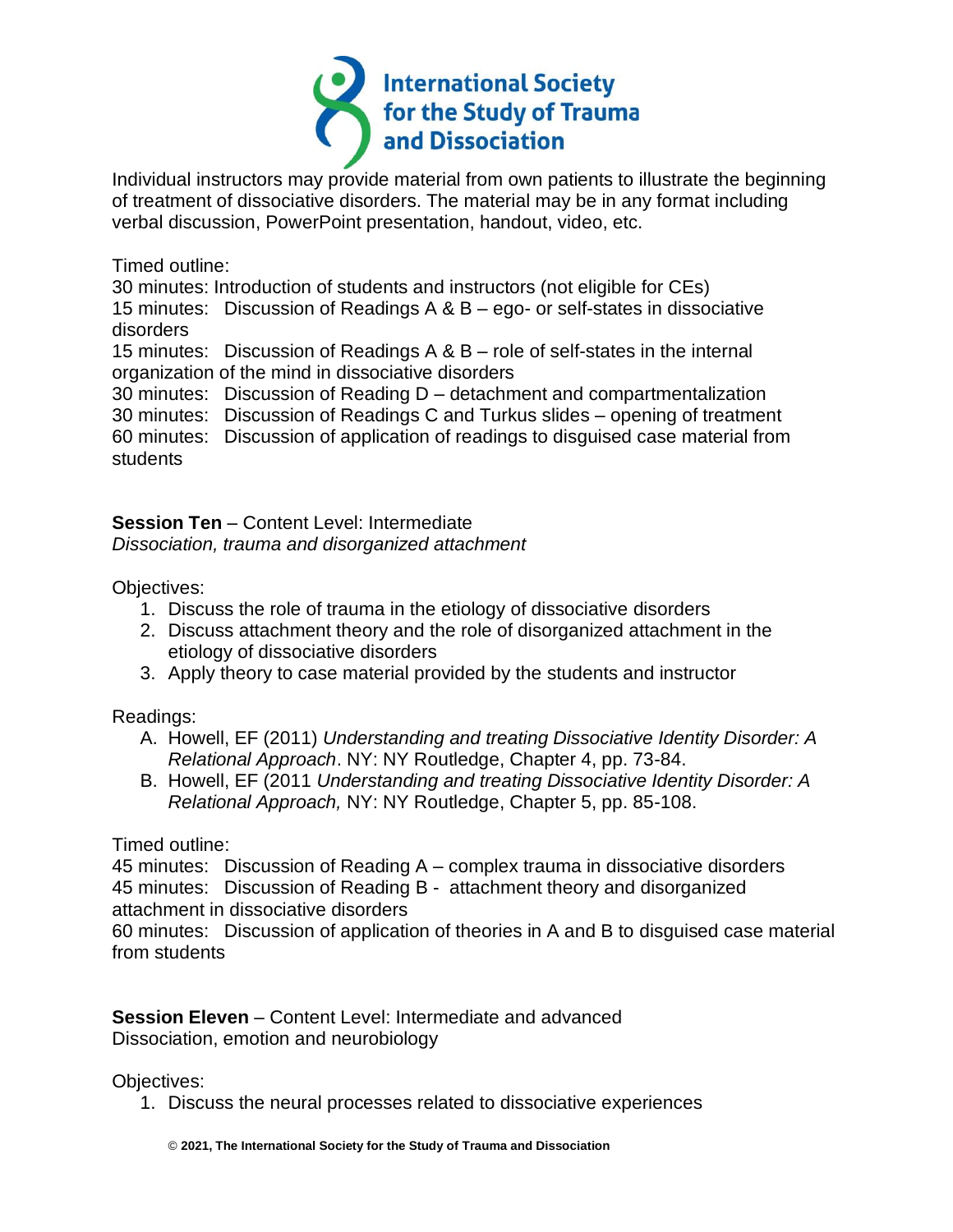Individual instructors may provide material from own patients to illustrate the beginning of treatment of dissociative disorders. The material may be in any format including verbal discussion, PowerPoint presentation, handout, video, etc.

Timed outline:
30 minutes: Introduction of students and instructors (not eligible for CEs)
15 minutes: Discussion of Readings A & B – ego- or self-states in dissociative disorders
15 minutes: Discussion of Readings A & B – role of self-states in the internal organization of the mind in dissociative disorders
30 minutes: Discussion of Reading D – detachment and compartmentalization
30 minutes: Discussion of Readings C and Turkus slides – opening of treatment
60 minutes: Discussion of application of readings to disguised case material from students

**Session Ten** – Content Level: Intermediate
*Dissociation, trauma and disorganized attachment*

Objectives:

1. Discuss the role of trauma in the etiology of dissociative disorders
2. Discuss attachment theory and the role of disorganized attachment in the etiology of dissociative disorders
3. Apply theory to case material provided by the students and instructor

Readings:

A. Howell, EF (2011) *Understanding and treating Dissociative Identity Disorder: A Relational Approach*. NY: NY Routledge, Chapter 4, pp. 73-84.
B. Howell, EF (2011 *Understanding and treating Dissociative Identity Disorder: A Relational Approach,* NY: NY Routledge, Chapter 5, pp. 85-108.

Timed outline:
45 minutes: Discussion of Reading A – complex trauma in dissociative disorders
45 minutes: Discussion of Reading B - attachment theory and disorganized attachment in dissociative disorders
60 minutes: Discussion of application of theories in A and B to disguised case material from students

**Session Eleven** – Content Level: Intermediate and advanced
Dissociation, emotion and neurobiology

Objectives:

1. Discuss the neural processes related to dissociative experiences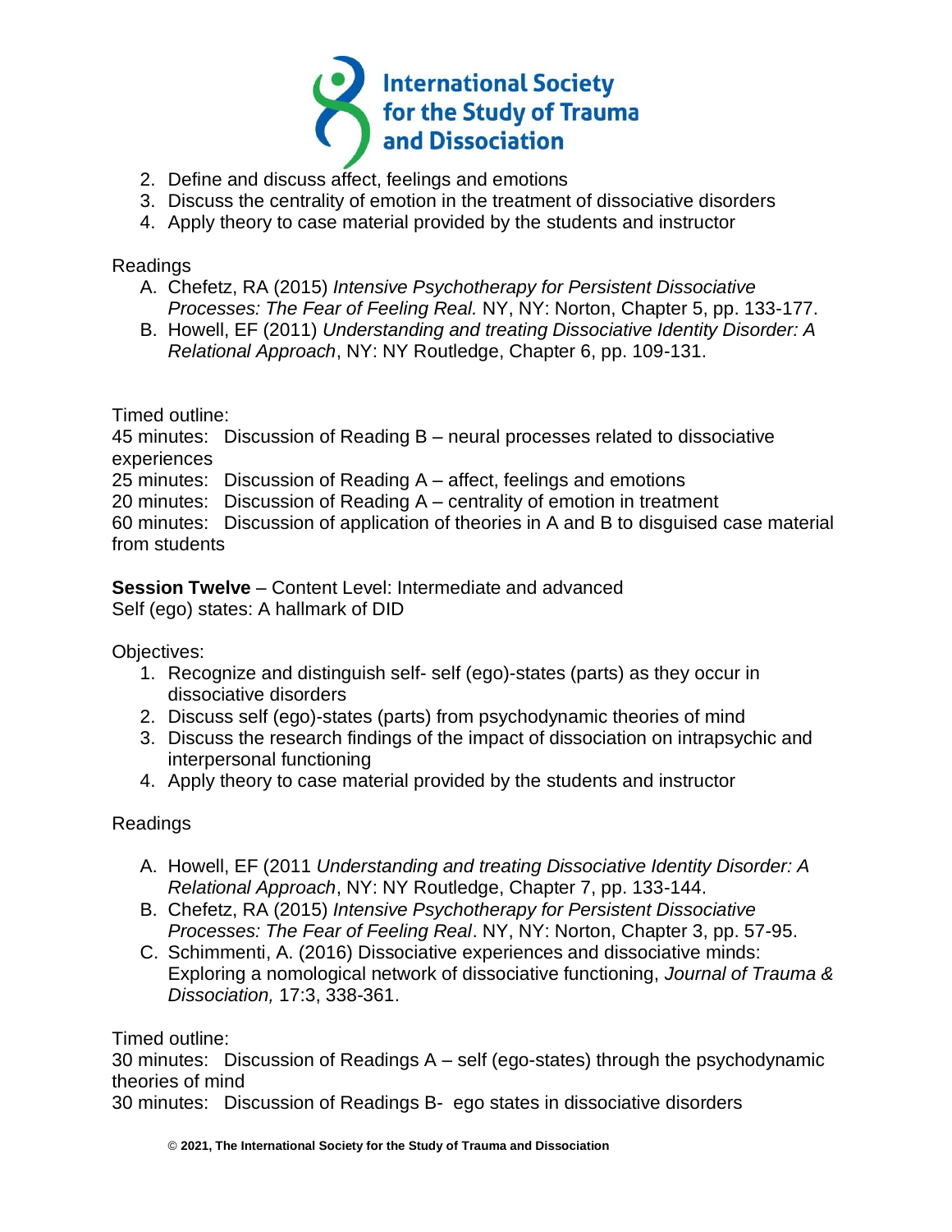2. Define and discuss affect, feelings and emotions
3. Discuss the centrality of emotion in the treatment of dissociative disorders
4. Apply theory to case material provided by the students and instructor

Readings

A. Chefetz, RA (2015) *Intensive Psychotherapy for Persistent Dissociative Processes: The Fear of Feeling Real.* NY, NY: Norton, Chapter 5, pp. 133-177.
B. Howell, EF (2011) *Understanding and treating Dissociative Identity Disorder: A Relational Approach*, NY: NY Routledge, Chapter 6, pp. 109-131.

Timed outline:

45 minutes: Discussion of Reading B – neural processes related to dissociative experiences
25 minutes: Discussion of Reading A – affect, feelings and emotions
20 minutes: Discussion of Reading A – centrality of emotion in treatment
60 minutes: Discussion of application of theories in A and B to disguised case material from students

**Session Twelve** – Content Level: Intermediate and advanced
Self (ego) states: A hallmark of DID

Objectives:

1. Recognize and distinguish self- self (ego)-states (parts) as they occur in dissociative disorders
2. Discuss self (ego)-states (parts) from psychodynamic theories of mind
3. Discuss the research findings of the impact of dissociation on intrapsychic and interpersonal functioning
4. Apply theory to case material provided by the students and instructor

Readings

A. Howell, EF (2011 *Understanding and treating Dissociative Identity Disorder: A Relational Approach*, NY: NY Routledge, Chapter 7, pp. 133-144.
B. Chefetz, RA (2015) *Intensive Psychotherapy for Persistent Dissociative Processes: The Fear of Feeling Real*. NY, NY: Norton, Chapter 3, pp. 57-95.
C. Schimmenti, A. (2016) Dissociative experiences and dissociative minds: Exploring a nomological network of dissociative functioning, *Journal of Trauma & Dissociation,* 17:3, 338-361.

Timed outline:

30 minutes: Discussion of Readings A – self (ego-states) through the psychodynamic theories of mind
30 minutes: Discussion of Readings B- ego states in dissociative disorders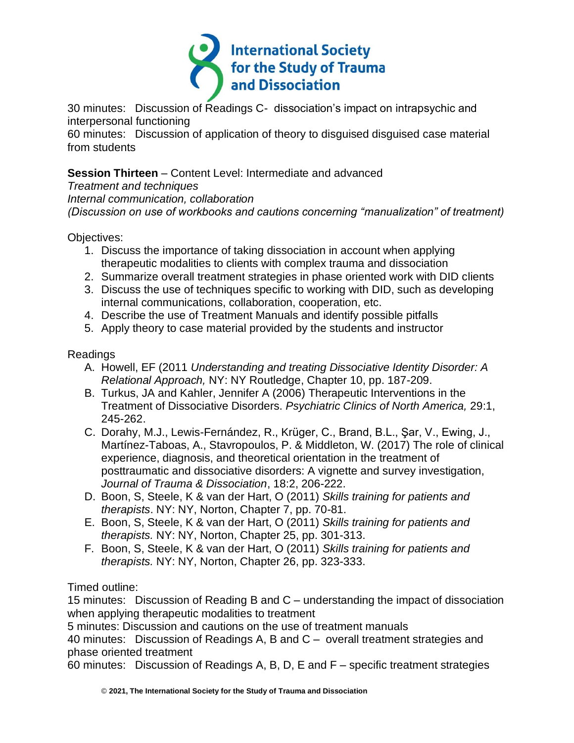30 minutes: Discussion of Readings C- dissociation's impact on intrapsychic and interpersonal functioning

60 minutes: Discussion of application of theory to disguised disguised case material from students

**Session Thirteen** – Content Level: Intermediate and advanced

*Treatment and techniques*

*Internal communication, collaboration*

*(Discussion on use of workbooks and cautions concerning "manualization" of treatment)*

Objectives:

1. Discuss the importance of taking dissociation in account when applying therapeutic modalities to clients with complex trauma and dissociation
2. Summarize overall treatment strategies in phase oriented work with DID clients
3. Discuss the use of techniques specific to working with DID, such as developing internal communications, collaboration, cooperation, etc.
4. Describe the use of Treatment Manuals and identify possible pitfalls
5. Apply theory to case material provided by the students and instructor

Readings

A. Howell, EF (2011 *Understanding and treating Dissociative Identity Disorder: A Relational Approach,* NY: NY Routledge, Chapter 10, pp. 187-209.
B. Turkus, JA and Kahler, Jennifer A (2006) Therapeutic Interventions in the Treatment of Dissociative Disorders. *Psychiatric Clinics of North America,* 29:1, 245-262.
C. Dorahy, M.J., Lewis-Fernández, R., Krüger, C., Brand, B.L., Şar, V., Ewing, J., Martínez-Taboas, A., Stavropoulos, P. & Middleton, W. (2017) The role of clinical experience, diagnosis, and theoretical orientation in the treatment of posttraumatic and dissociative disorders: A vignette and survey investigation, *Journal of Trauma & Dissociation*, 18:2, 206-222.
D. Boon, S, Steele, K & van der Hart, O (2011) *Skills training for patients and therapists*. NY: NY, Norton, Chapter 7, pp. 70-81.
E. Boon, S, Steele, K & van der Hart, O (2011) *Skills training for patients and therapists.* NY: NY, Norton, Chapter 25, pp. 301-313.
F. Boon, S, Steele, K & van der Hart, O (2011) *Skills training for patients and therapists.* NY: NY, Norton, Chapter 26, pp. 323-333.

Timed outline:

15 minutes: Discussion of Reading B and C – understanding the impact of dissociation when applying therapeutic modalities to treatment

5 minutes: Discussion and cautions on the use of treatment manuals

40 minutes: Discussion of Readings A, B and C – overall treatment strategies and phase oriented treatment

60 minutes: Discussion of Readings A, B, D, E and F – specific treatment strategies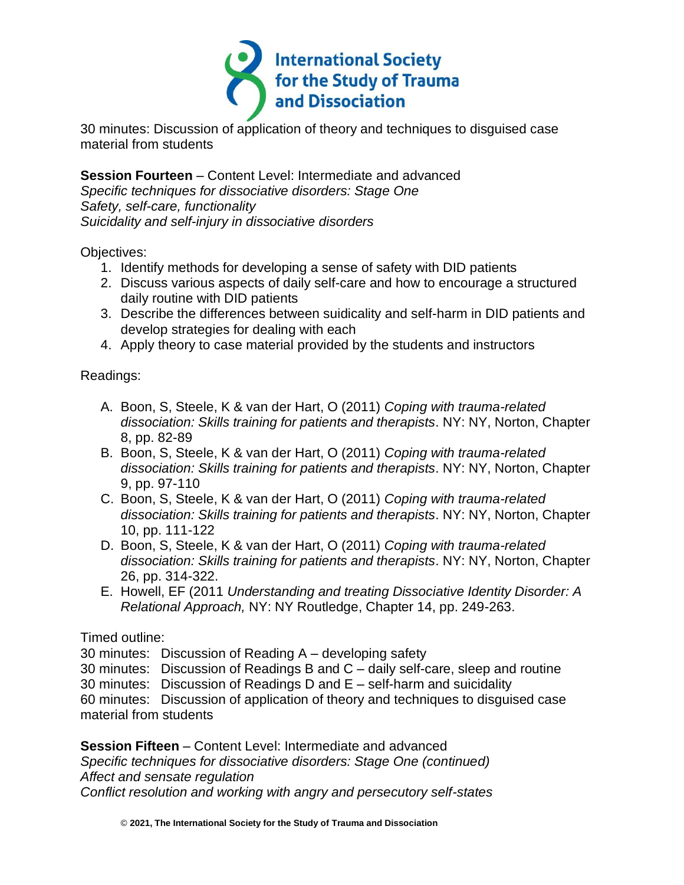30 minutes: Discussion of application of theory and techniques to disguised case material from students

**Session Fourteen** – Content Level: Intermediate and advanced
*Specific techniques for dissociative disorders: Stage One*
*Safety, self-care, functionality*
*Suicidality and self-injury in dissociative disorders*

Objectives:

1. Identify methods for developing a sense of safety with DID patients
2. Discuss various aspects of daily self-care and how to encourage a structured daily routine with DID patients
3. Describe the differences between suidicality and self-harm in DID patients and develop strategies for dealing with each
4. Apply theory to case material provided by the students and instructors

Readings:

A. Boon, S, Steele, K & van der Hart, O (2011) *Coping with trauma-related dissociation: Skills training for patients and therapists*. NY: NY, Norton, Chapter 8, pp. 82-89
B. Boon, S, Steele, K & van der Hart, O (2011) *Coping with trauma-related dissociation: Skills training for patients and therapists*. NY: NY, Norton, Chapter 9, pp. 97-110
C. Boon, S, Steele, K & van der Hart, O (2011) *Coping with trauma-related dissociation: Skills training for patients and therapists*. NY: NY, Norton, Chapter 10, pp. 111-122
D. Boon, S, Steele, K & van der Hart, O (2011) *Coping with trauma-related dissociation: Skills training for patients and therapists*. NY: NY, Norton, Chapter 26, pp. 314-322.
E. Howell, EF (2011 *Understanding and treating Dissociative Identity Disorder: A Relational Approach,* NY: NY Routledge, Chapter 14, pp. 249-263.

Timed outline:
30 minutes: Discussion of Reading A – developing safety
30 minutes: Discussion of Readings B and C – daily self-care, sleep and routine
30 minutes: Discussion of Readings D and E – self-harm and suicidality
60 minutes: Discussion of application of theory and techniques to disguised case material from students

**Session Fifteen** – Content Level: Intermediate and advanced
*Specific techniques for dissociative disorders: Stage One (continued)*
*Affect and sensate regulation*
*Conflict resolution and working with angry and persecutory self-states*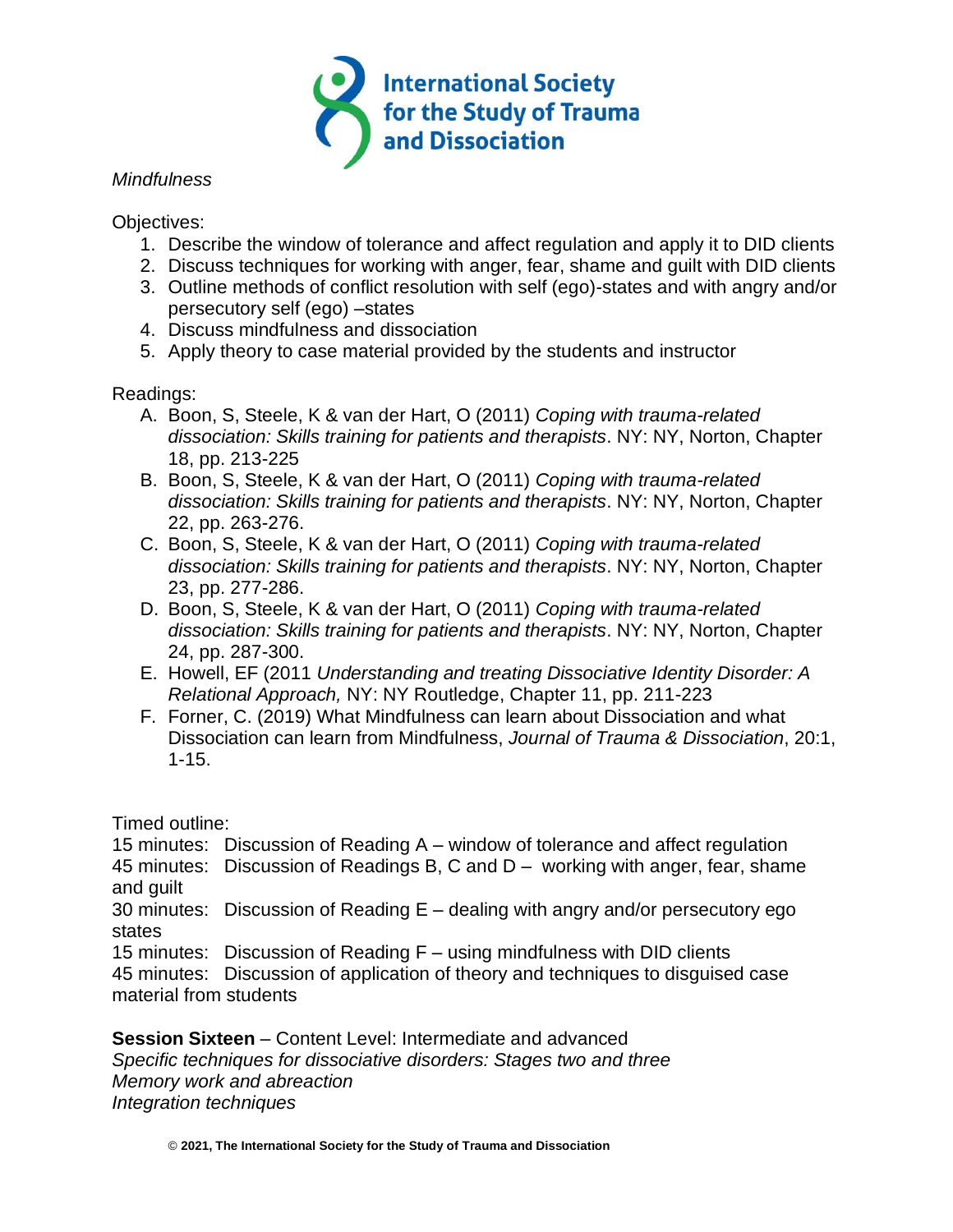*Mindfulness*

Objectives:

1. Describe the window of tolerance and affect regulation and apply it to DID clients
2. Discuss techniques for working with anger, fear, shame and guilt with DID clients
3. Outline methods of conflict resolution with self (ego)-states and with angry and/or persecutory self (ego) –states
4. Discuss mindfulness and dissociation
5. Apply theory to case material provided by the students and instructor

Readings:

A. Boon, S, Steele, K & van der Hart, O (2011) *Coping with trauma-related dissociation: Skills training for patients and therapists*. NY: NY, Norton, Chapter 18, pp. 213-225
B. Boon, S, Steele, K & van der Hart, O (2011) *Coping with trauma-related dissociation: Skills training for patients and therapists*. NY: NY, Norton, Chapter 22, pp. 263-276.
C. Boon, S, Steele, K & van der Hart, O (2011) *Coping with trauma-related dissociation: Skills training for patients and therapists*. NY: NY, Norton, Chapter 23, pp. 277-286.
D. Boon, S, Steele, K & van der Hart, O (2011) *Coping with trauma-related dissociation: Skills training for patients and therapists*. NY: NY, Norton, Chapter 24, pp. 287-300.
E. Howell, EF (2011 *Understanding and treating Dissociative Identity Disorder: A Relational Approach,* NY: NY Routledge, Chapter 11, pp. 211-223
F. Forner, C. (2019) What Mindfulness can learn about Dissociation and what Dissociation can learn from Mindfulness, *Journal of Trauma & Dissociation*, 20:1, 1-15.

Timed outline:

15 minutes: Discussion of Reading A – window of tolerance and affect regulation
45 minutes: Discussion of Readings B, C and D – working with anger, fear, shame and guilt
30 minutes: Discussion of Reading E – dealing with angry and/or persecutory ego states
15 minutes: Discussion of Reading F – using mindfulness with DID clients
45 minutes: Discussion of application of theory and techniques to disguised case material from students

**Session Sixteen** – Content Level: Intermediate and advanced
*Specific techniques for dissociative disorders: Stages two and three*
*Memory work and abreaction*
*Integration techniques*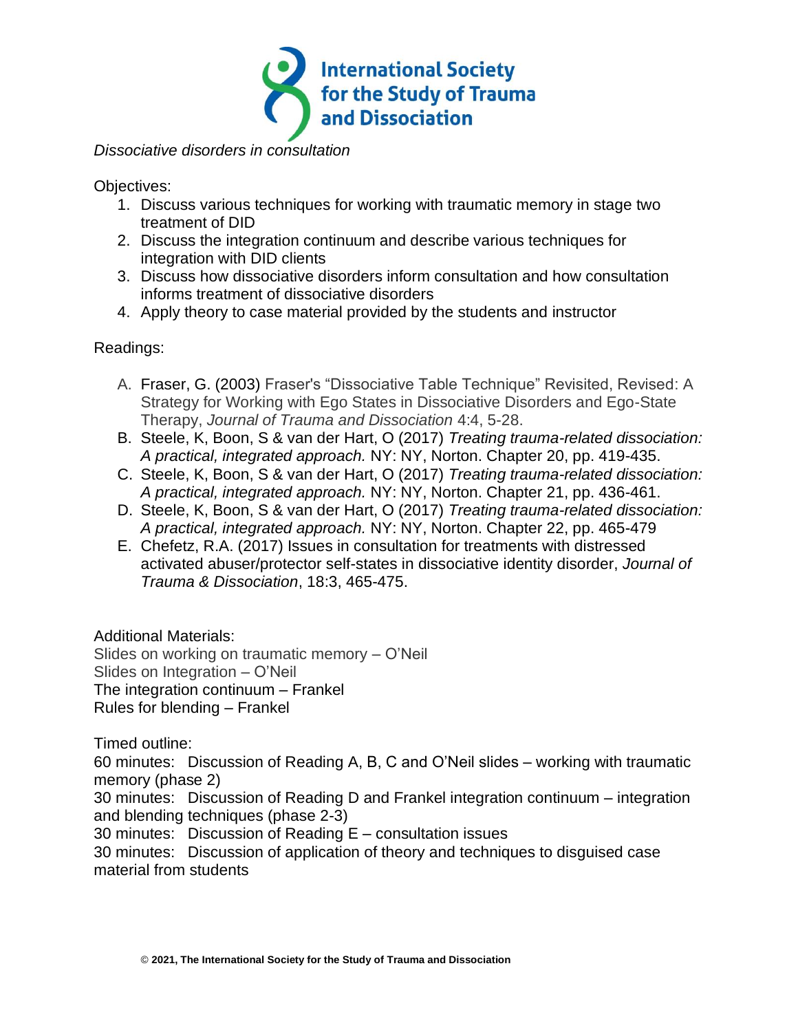*Dissociative disorders in consultation*

Objectives:

1. Discuss various techniques for working with traumatic memory in stage two treatment of DID
2. Discuss the integration continuum and describe various techniques for integration with DID clients
3. Discuss how dissociative disorders inform consultation and how consultation informs treatment of dissociative disorders
4. Apply theory to case material provided by the students and instructor

Readings:

A. Fraser, G. (2003) Fraser's "Dissociative Table Technique" Revisited, Revised: A Strategy for Working with Ego States in Dissociative Disorders and Ego-State Therapy, *Journal of Trauma and Dissociation* 4:4, 5-28.
B. Steele, K, Boon, S & van der Hart, O (2017) *Treating trauma-related dissociation: A practical, integrated approach.* NY: NY, Norton. Chapter 20, pp. 419-435.
C. Steele, K, Boon, S & van der Hart, O (2017) *Treating trauma-related dissociation: A practical, integrated approach.* NY: NY, Norton. Chapter 21, pp. 436-461.
D. Steele, K, Boon, S & van der Hart, O (2017) *Treating trauma-related dissociation: A practical, integrated approach.* NY: NY, Norton. Chapter 22, pp. 465-479
E. Chefetz, R.A. (2017) Issues in consultation for treatments with distressed activated abuser/protector self-states in dissociative identity disorder, *Journal of Trauma & Dissociation*, 18:3, 465-475.

Additional Materials:

Slides on working on traumatic memory – O'Neil
Slides on Integration – O'Neil
The integration continuum – Frankel
Rules for blending – Frankel

Timed outline:

60 minutes: Discussion of Reading A, B, C and O'Neil slides – working with traumatic memory (phase 2)
30 minutes: Discussion of Reading D and Frankel integration continuum – integration and blending techniques (phase 2-3)
30 minutes: Discussion of Reading E – consultation issues
30 minutes: Discussion of application of theory and techniques to disguised case material from students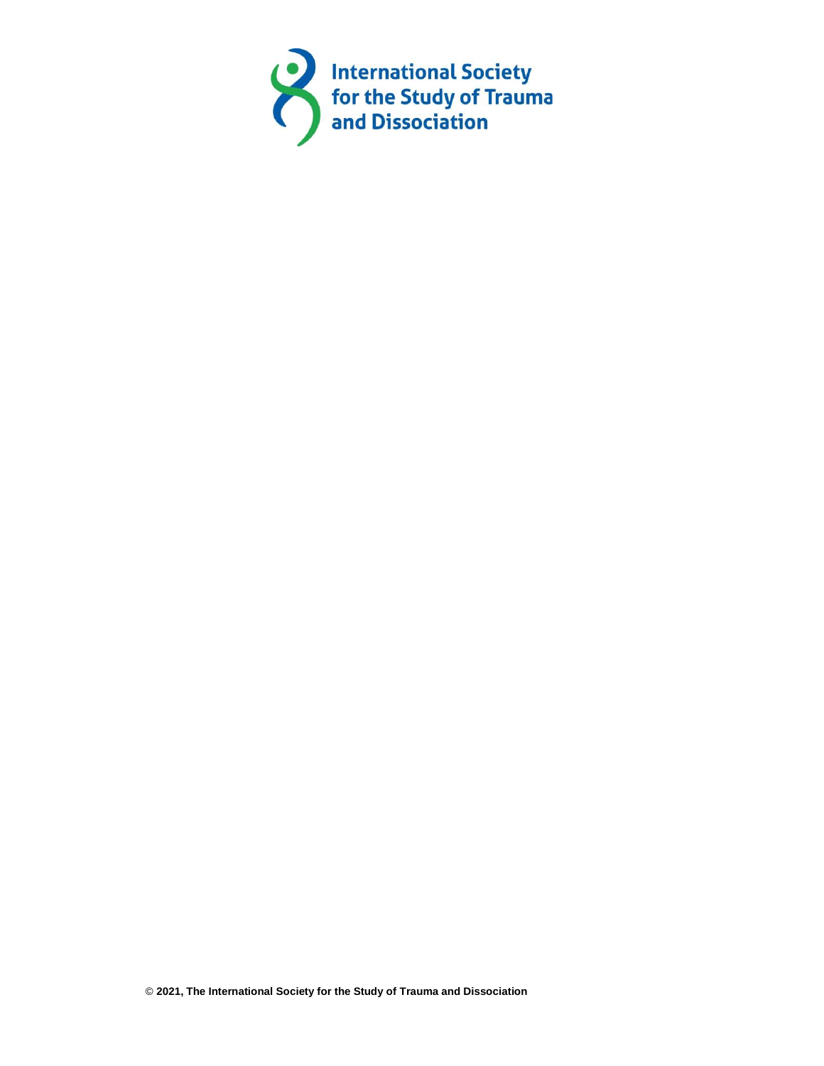International Society for the Study of Trauma and Dissociation

© 2021, The International Society for the Study of Trauma and Dissociation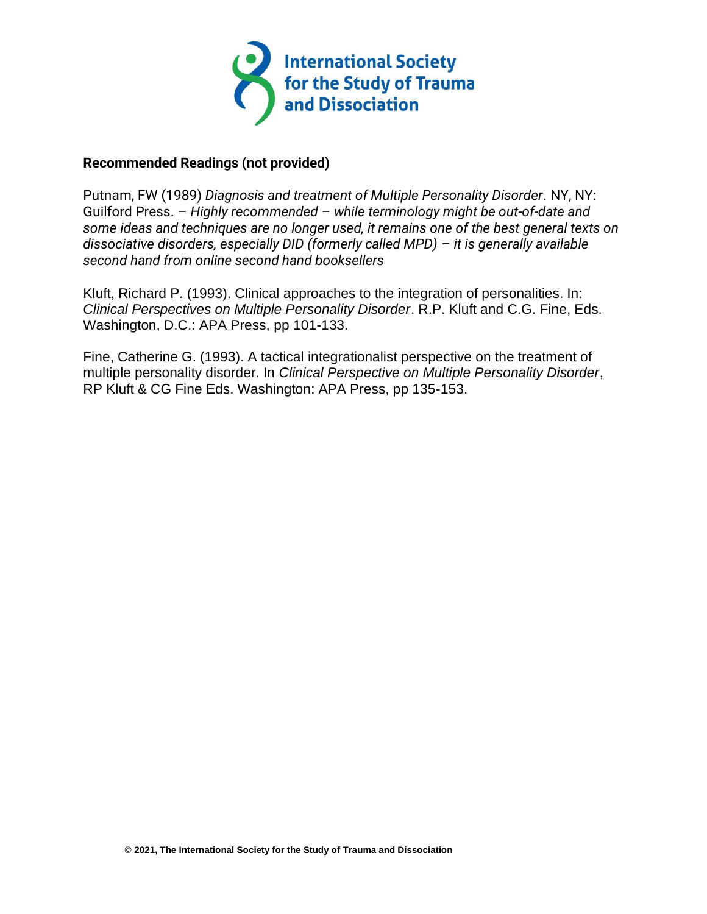International Society for the Study of Trauma and Dissociation

**Recommended Readings (not provided)**

Putnam, FW (1989) *Diagnosis and treatment of Multiple Personality Disorder*. NY, NY: Guilford Press. – *Highly recommended – while terminology might be out-of-date and some ideas and techniques are no longer used, it remains one of the best general texts on dissociative disorders, especially DID (formerly called MPD) – it is generally available second hand from online second hand booksellers*

Kluft, Richard P. (1993). Clinical approaches to the integration of personalities. In: *Clinical Perspectives on Multiple Personality Disorder*. R.P. Kluft and C.G. Fine, Eds. Washington, D.C.: APA Press, pp 101-133.

Fine, Catherine G. (1993). A tactical integrationalist perspective on the treatment of multiple personality disorder. In *Clinical Perspective on Multiple Personality Disorder*, RP Kluft & CG Fine Eds. Washington: APA Press, pp 135-153.

**© 2021, The International Society for the Study of Trauma and Dissociation**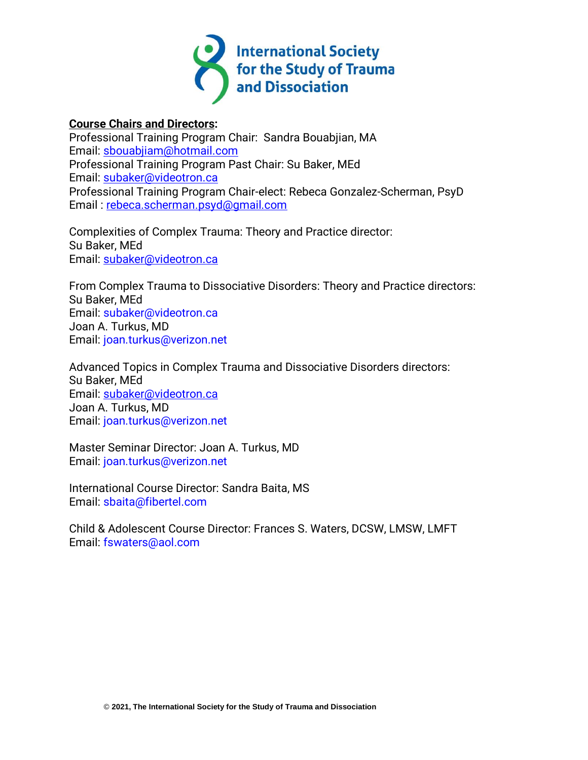International Society for the Study of Trauma and Dissociation

**Course Chairs and Directors:**

Professional Training Program Chair: Sandra Bouabjian, MA
Email: sbouabjiam@hotmail.com
Professional Training Program Past Chair: Su Baker, MEd
Email: subaker@videotron.ca
Professional Training Program Chair-elect: Rebeca Gonzalez-Scherman, PsyD
Email : rebeca.scherman.psyd@gmail.com

Complexities of Complex Trauma: Theory and Practice director:
Su Baker, MEd
Email: subaker@videotron.ca

From Complex Trauma to Dissociative Disorders: Theory and Practice directors:
Su Baker, MEd
Email: subaker@videotron.ca
Joan A. Turkus, MD
Email: joan.turkus@verizon.net

Advanced Topics in Complex Trauma and Dissociative Disorders directors:
Su Baker, MEd
Email: subaker@videotron.ca
Joan A. Turkus, MD
Email: joan.turkus@verizon.net

Master Seminar Director: Joan A. Turkus, MD
Email: joan.turkus@verizon.net

International Course Director: Sandra Baita, MS
Email: sbaita@fibertel.com

Child & Adolescent Course Director: Frances S. Waters, DCSW, LMSW, LMFT
Email: fswaters@aol.com

© 2021, The International Society for the Study of Trauma and Dissociation